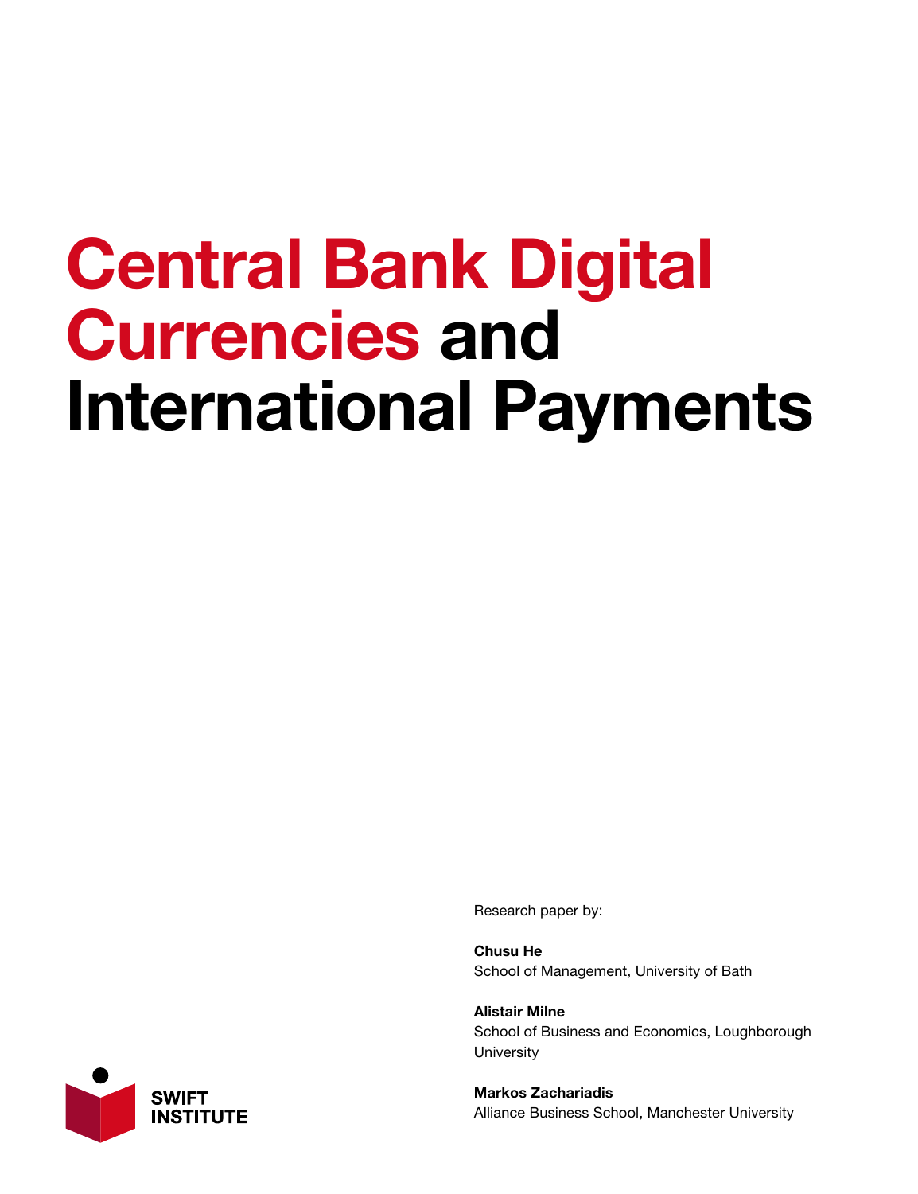# Central Bank Digital Currencies and International Payments

Research paper by:

**Chusu He**
School of Management, University of Bath

**Alistair Milne**
School of Business and Economics, Loughborough University

**Markos Zachariadis**
Alliance Business School, Manchester University

SWIFT INSTITUTE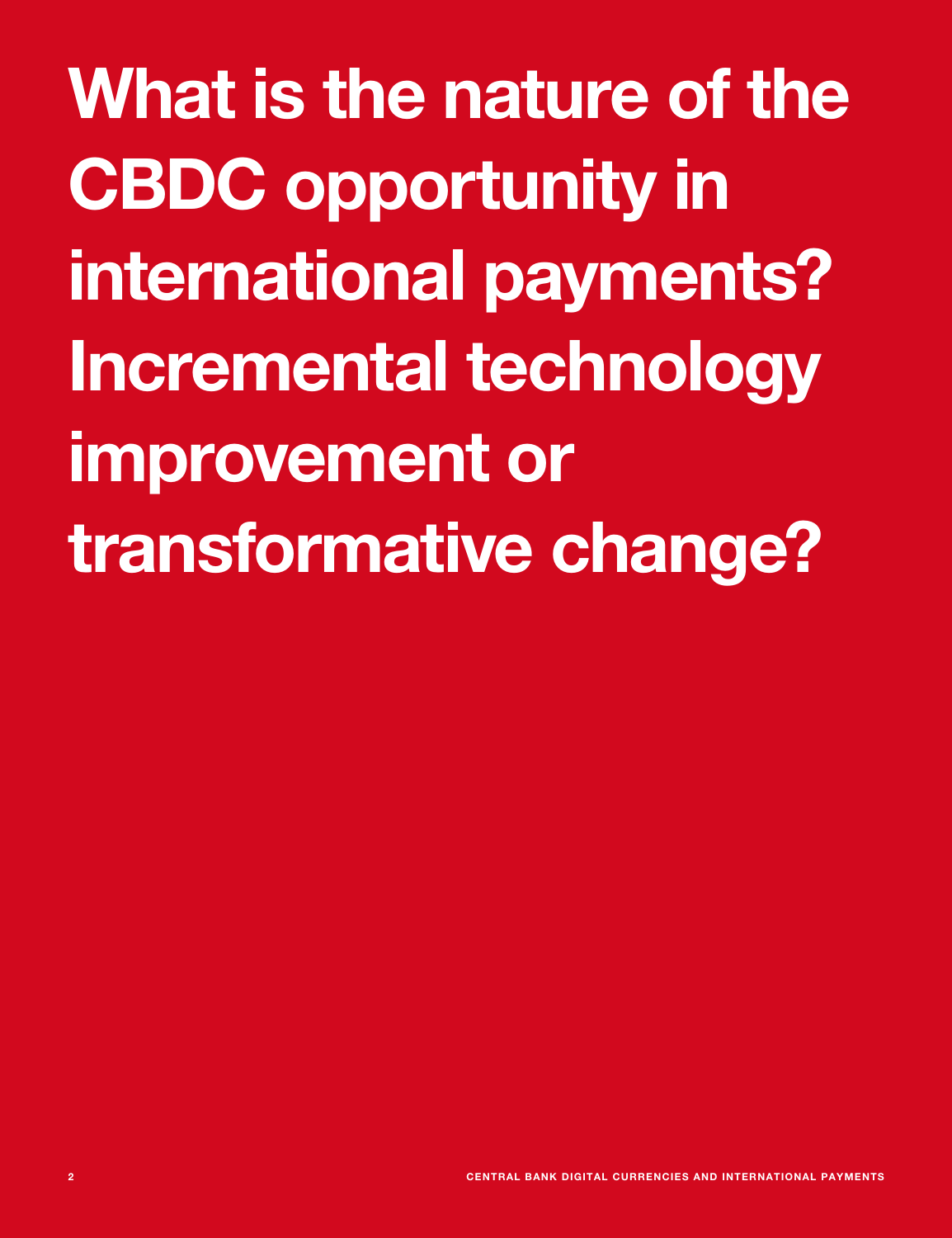# What is the nature of the CBDC opportunity in international payments? Incremental technology improvement or transformative change?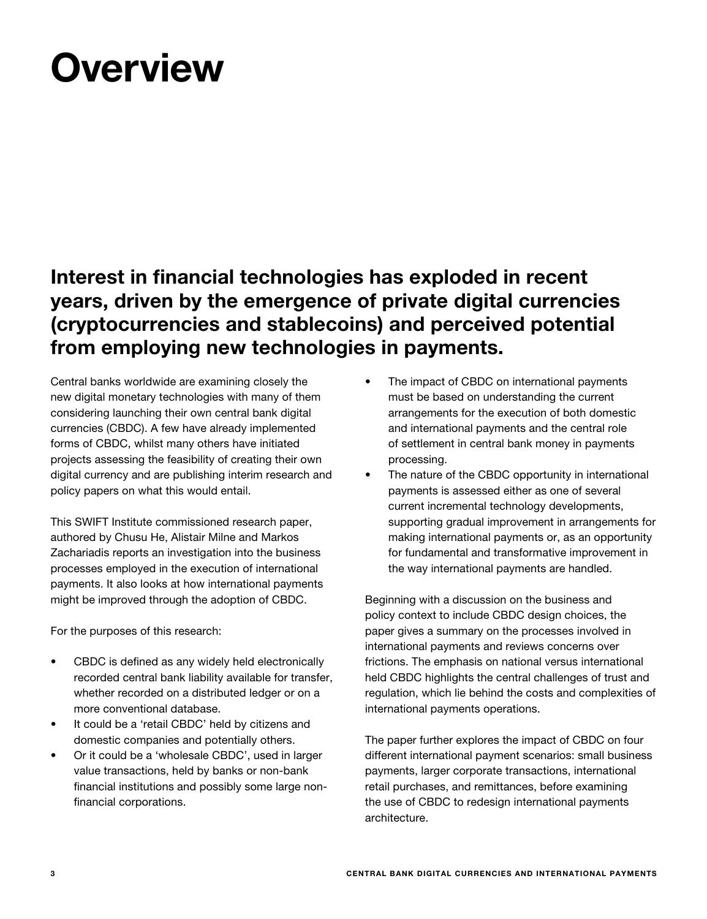# Overview

## Interest in financial technologies has exploded in recent years, driven by the emergence of private digital currencies (cryptocurrencies and stablecoins) and perceived potential from employing new technologies in payments.

Central banks worldwide are examining closely the new digital monetary technologies with many of them considering launching their own central bank digital currencies (CBDC). A few have already implemented forms of CBDC, whilst many others have initiated projects assessing the feasibility of creating their own digital currency and are publishing interim research and policy papers on what this would entail.

This SWIFT Institute commissioned research paper, authored by Chusu He, Alistair Milne and Markos Zachariadis reports an investigation into the business processes employed in the execution of international payments. It also looks at how international payments might be improved through the adoption of CBDC.

For the purposes of this research:

- CBDC is defined as any widely held electronically recorded central bank liability available for transfer, whether recorded on a distributed ledger or on a more conventional database.
- It could be a 'retail CBDC' held by citizens and domestic companies and potentially others.
- Or it could be a 'wholesale CBDC', used in larger value transactions, held by banks or non-bank financial institutions and possibly some large non-financial corporations.
- The impact of CBDC on international payments must be based on understanding the current arrangements for the execution of both domestic and international payments and the central role of settlement in central bank money in payments processing.
- The nature of the CBDC opportunity in international payments is assessed either as one of several current incremental technology developments, supporting gradual improvement in arrangements for making international payments or, as an opportunity for fundamental and transformative improvement in the way international payments are handled.

Beginning with a discussion on the business and policy context to include CBDC design choices, the paper gives a summary on the processes involved in international payments and reviews concerns over frictions. The emphasis on national versus international held CBDC highlights the central challenges of trust and regulation, which lie behind the costs and complexities of international payments operations.

The paper further explores the impact of CBDC on four different international payment scenarios: small business payments, larger corporate transactions, international retail purchases, and remittances, before examining the use of CBDC to redesign international payments architecture.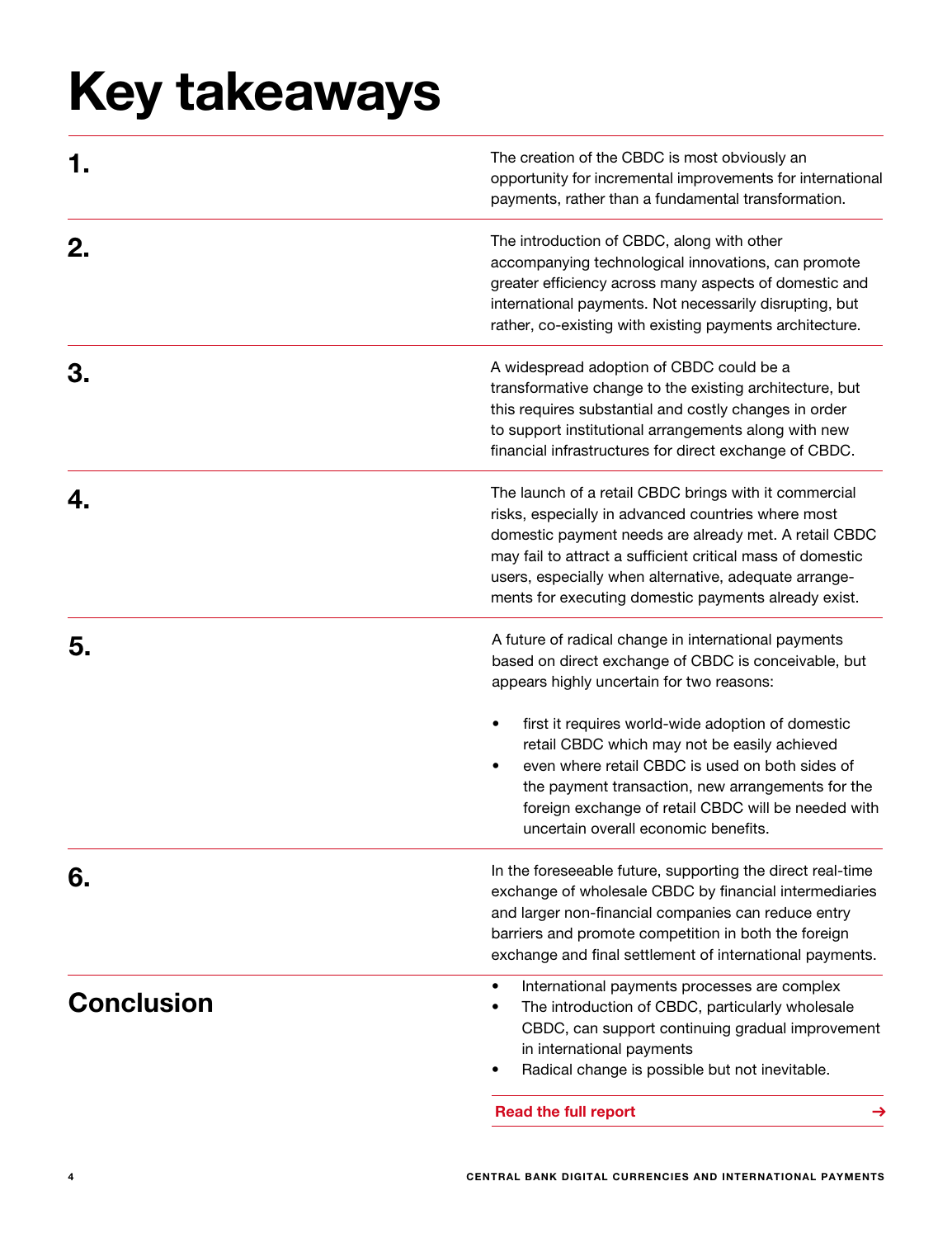# Key takeaways

**1.**

The creation of the CBDC is most obviously an opportunity for incremental improvements for international payments, rather than a fundamental transformation.

**2.**

The introduction of CBDC, along with other accompanying technological innovations, can promote greater efficiency across many aspects of domestic and international payments. Not necessarily disrupting, but rather, co-existing with existing payments architecture.

**3.**

A widespread adoption of CBDC could be a transformative change to the existing architecture, but this requires substantial and costly changes in order to support institutional arrangements along with new financial infrastructures for direct exchange of CBDC.

**4.**

The launch of a retail CBDC brings with it commercial risks, especially in advanced countries where most domestic payment needs are already met. A retail CBDC may fail to attract a sufficient critical mass of domestic users, especially when alternative, adequate arrangements for executing domestic payments already exist.

**5.**

A future of radical change in international payments based on direct exchange of CBDC is conceivable, but appears highly uncertain for two reasons:

- first it requires world-wide adoption of domestic retail CBDC which may not be easily achieved
- even where retail CBDC is used on both sides of the payment transaction, new arrangements for the foreign exchange of retail CBDC will be needed with uncertain overall economic benefits.

**6.**

In the foreseeable future, supporting the direct real-time exchange of wholesale CBDC by financial intermediaries and larger non-financial companies can reduce entry barriers and promote competition in both the foreign exchange and final settlement of international payments.

## Conclusion

- International payments processes are complex
- The introduction of CBDC, particularly wholesale CBDC, can support continuing gradual improvement in international payments
- Radical change is possible but not inevitable.

**Read the full report** →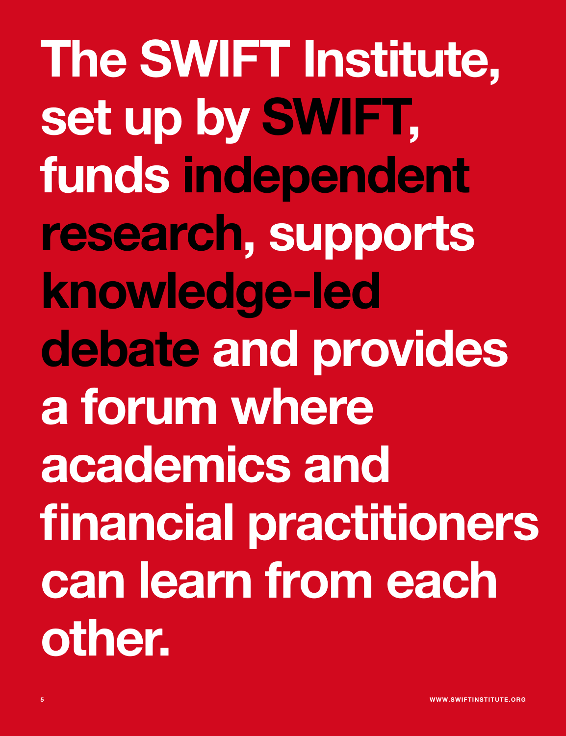# The SWIFT Institute, set up by SWIFT, funds independent research, supports knowledge-led debate and provides a forum where academics and financial practitioners can learn from each other.

WWW.SWIFTINSTITUTE.ORG